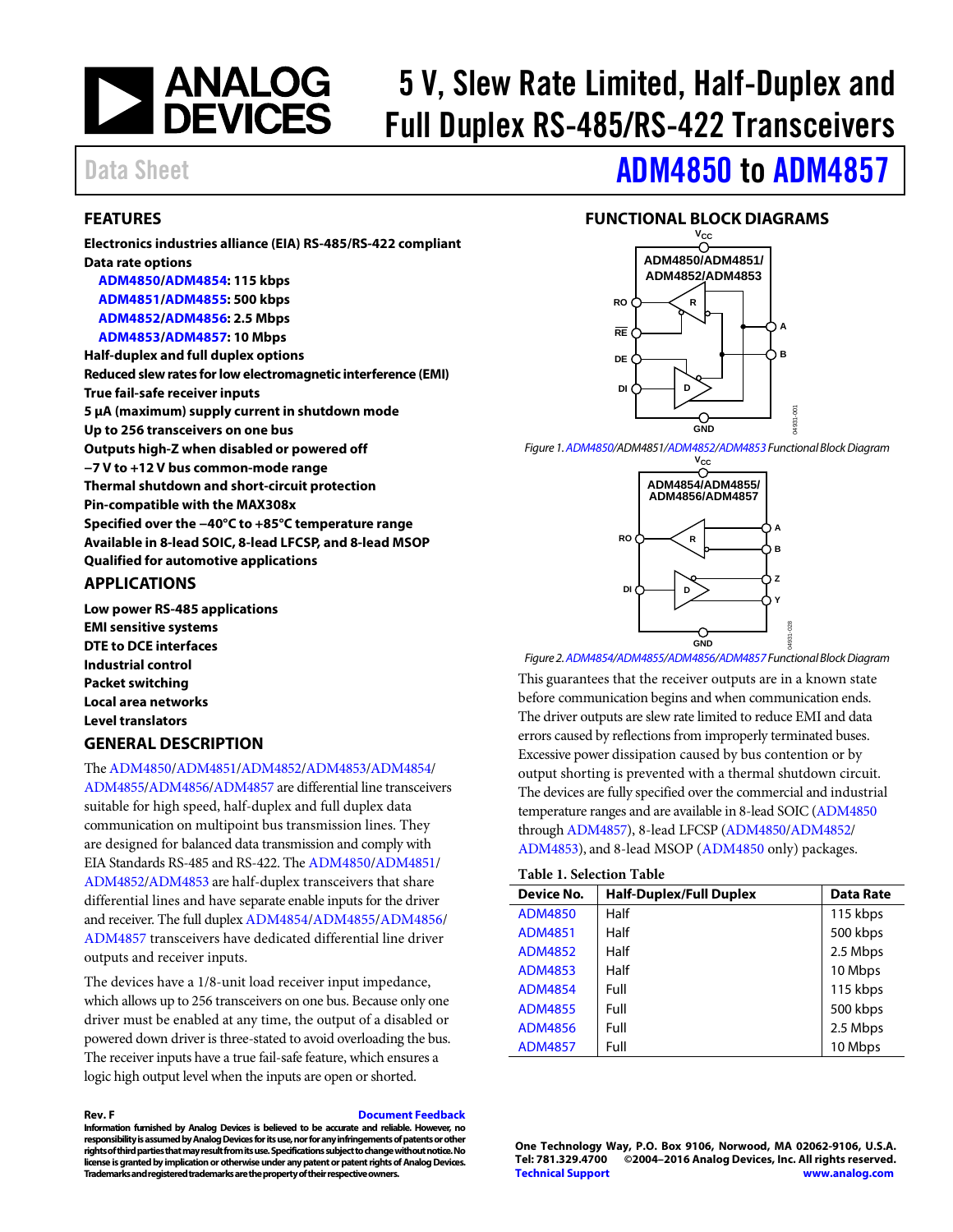# 5 V, Slew Rate Limited, Half-Duplex and Full Duplex RS-485/RS-422 Transceivers

Data Sheet

# ADM4850 to ADM4857

## FEATURES

**Electronics industries alliance (EIA) RS-485/RS-422 compliant**
**Data rate options**
- **ADM4850/ADM4854: 115 kbps**
- **ADM4851/ADM4855: 500 kbps**
- **ADM4852/ADM4856: 2.5 Mbps**
- **ADM4853/ADM4857: 10 Mbps**

**Half-duplex and full duplex options**
**Reduced slew rates for low electromagnetic interference (EMI)**
**True fail-safe receiver inputs**
**5 µA (maximum) supply current in shutdown mode**
**Up to 256 transceivers on one bus**
**Outputs high-Z when disabled or powered off**
**−7 V to +12 V bus common-mode range**
**Thermal shutdown and short-circuit protection**
**Pin-compatible with the MAX308x**
**Specified over the −40°C to +85°C temperature range**
**Available in 8-lead SOIC, 8-lead LFCSP, and 8-lead MSOP**
**Qualified for automotive applications**

## APPLICATIONS

**Low power RS-485 applications**
**EMI sensitive systems**
**DTE to DCE interfaces**
**Industrial control**
**Packet switching**
**Local area networks**
**Level translators**

## GENERAL DESCRIPTION

The ADM4850/ADM4851/ADM4852/ADM4853/ADM4854/ADM4855/ADM4856/ADM4857 are differential line transceivers suitable for high speed, half-duplex and full duplex data communication on multipoint bus transmission lines. They are designed for balanced data transmission and comply with EIA Standards RS-485 and RS-422. The ADM4850/ADM4851/ADM4852/ADM4853 are half-duplex transceivers that share differential lines and have separate enable inputs for the driver and receiver. The full duplex ADM4854/ADM4855/ADM4856/ADM4857 transceivers have dedicated differential line driver outputs and receiver inputs.

The devices have a 1/8-unit load receiver input impedance, which allows up to 256 transceivers on one bus. Because only one driver must be enabled at any time, the output of a disabled or powered down driver is three-stated to avoid overloading the bus. The receiver inputs have a true fail-safe feature, which ensures a logic high output level when the inputs are open or shorted.

## FUNCTIONAL BLOCK DIAGRAMS

Figure 1. ADM4850/ADM4851/ADM4852/ADM4853 Functional Block Diagram

Figure 2. ADM4854/ADM4855/ADM4856/ADM4857 Functional Block Diagram

This guarantees that the receiver outputs are in a known state before communication begins and when communication ends. The driver outputs are slew rate limited to reduce EMI and data errors caused by reflections from improperly terminated buses. Excessive power dissipation caused by bus contention or by output shorting is prevented with a thermal shutdown circuit. The devices are fully specified over the commercial and industrial temperature ranges and are available in 8-lead SOIC (ADM4850 through ADM4857), 8-lead LFCSP (ADM4850/ADM4852/ADM4853), and 8-lead MSOP (ADM4850 only) packages.

**Table 1. Selection Table**

| Device No. | Half-Duplex/Full Duplex | Data Rate |
|---|---|---|
| ADM4850 | Half | 115 kbps |
| ADM4851 | Half | 500 kbps |
| ADM4852 | Half | 2.5 Mbps |
| ADM4853 | Half | 10 Mbps |
| ADM4854 | Full | 115 kbps |
| ADM4855 | Full | 500 kbps |
| ADM4856 | Full | 2.5 Mbps |
| ADM4857 | Full | 10 Mbps |

**Rev. F** Document Feedback
**Information furnished by Analog Devices is believed to be accurate and reliable. However, no responsibility is assumed by Analog Devices for its use, nor for any infringements of patents or other rights of third parties that may result from its use. Specifications subject to change without notice. No license is granted by implication or otherwise under any patent or patent rights of Analog Devices. Trademarks and registered trademarks are the property of their respective owners.**

**One Technology Way, P.O. Box 9106, Norwood, MA 02062-9106, U.S.A.**
**Tel: 781.329.4700 ©2004–2016 Analog Devices, Inc. All rights reserved.**
**Technical Support www.analog.com**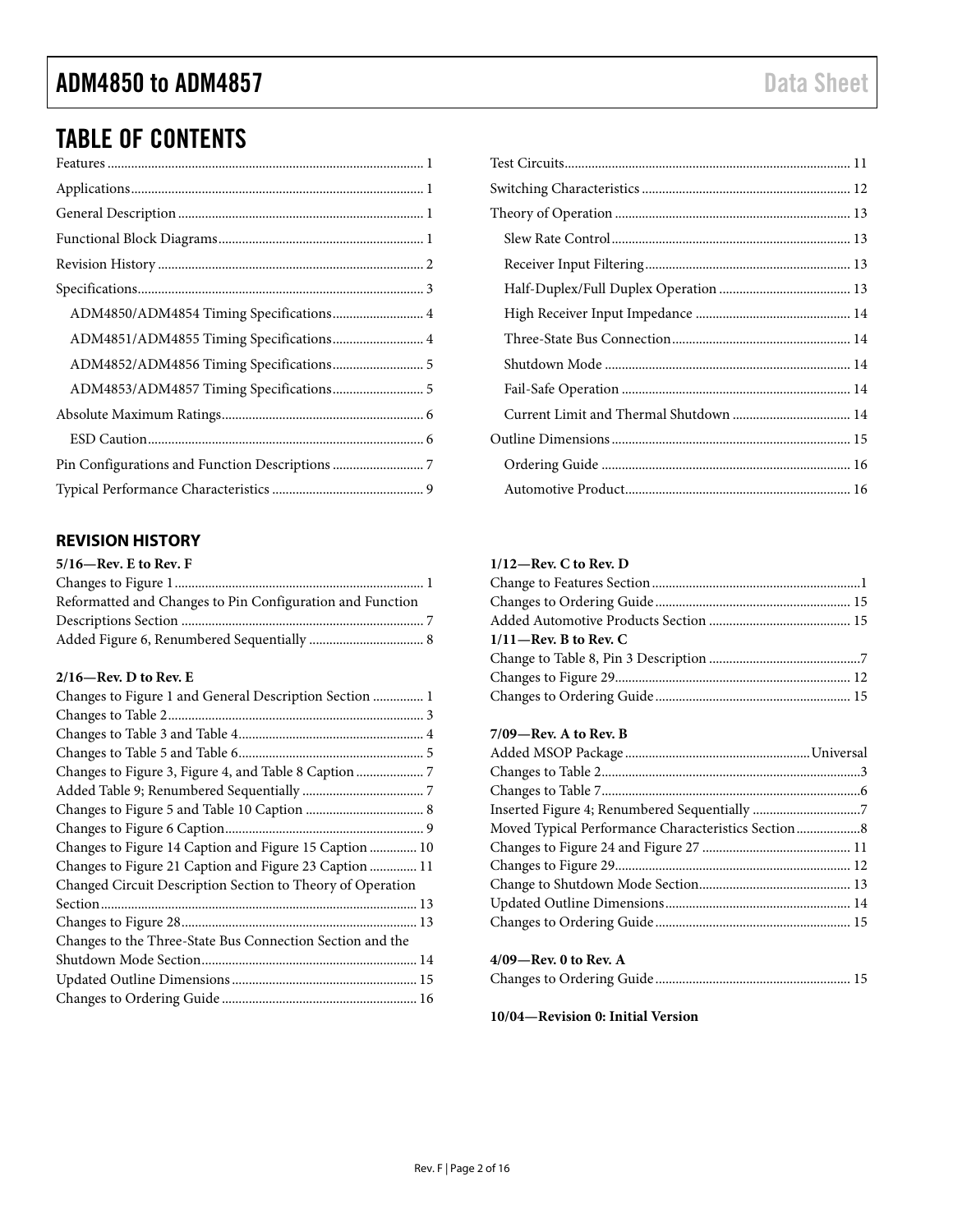## TABLE OF CONTENTS

Features ... 1
Applications ... 1
General Description ... 1
Functional Block Diagrams ... 1
Revision History ... 2
Specifications ... 3
- ADM4850/ADM4854 Timing Specifications ... 4
- ADM4851/ADM4855 Timing Specifications ... 4
- ADM4852/ADM4856 Timing Specifications ... 5
- ADM4853/ADM4857 Timing Specifications ... 5

Absolute Maximum Ratings ... 6
- ESD Caution ... 6

Pin Configurations and Function Descriptions ... 7
Typical Performance Characteristics ... 9
Test Circuits ... 11
Switching Characteristics ... 12
Theory of Operation ... 13
- Slew Rate Control ... 13
- Receiver Input Filtering ... 13
- Half-Duplex/Full Duplex Operation ... 13
- High Receiver Input Impedance ... 14
- Three-State Bus Connection ... 14
- Shutdown Mode ... 14
- Fail-Safe Operation ... 14
- Current Limit and Thermal Shutdown ... 14

Outline Dimensions ... 15
- Ordering Guide ... 16
- Automotive Product ... 16

### REVISION HISTORY

**5/16—Rev. E to Rev. F**

Changes to Figure 1 ... 1
Reformatted and Changes to Pin Configuration and Function Descriptions Section ... 7
Added Figure 6, Renumbered Sequentially ... 8

**2/16—Rev. D to Rev. E**

Changes to Figure 1 and General Description Section ... 1
Changes to Table 2 ... 3
Changes to Table 3 and Table 4 ... 4
Changes to Table 5 and Table 6 ... 5
Changes to Figure 3, Figure 4, and Table 8 Caption ... 7
Added Table 9; Renumbered Sequentially ... 7
Changes to Figure 5 and Table 10 Caption ... 8
Changes to Figure 6 Caption ... 9
Changes to Figure 14 Caption and Figure 15 Caption ... 10
Changes to Figure 21 Caption and Figure 23 Caption ... 11
Changed Circuit Description Section to Theory of Operation Section ... 13
Changes to Figure 28 ... 13
Changes to the Three-State Bus Connection Section and the Shutdown Mode Section ... 14
Updated Outline Dimensions ... 15
Changes to Ordering Guide ... 16

**1/12—Rev. C to Rev. D**

Change to Features Section ... 1
Changes to Ordering Guide ... 15
Added Automotive Products Section ... 15

**1/11—Rev. B to Rev. C**

Change to Table 8, Pin 3 Description ... 7
Changes to Figure 29 ... 12
Changes to Ordering Guide ... 15

**7/09—Rev. A to Rev. B**

Added MSOP Package ... Universal
Changes to Table 2 ... 3
Changes to Table 7 ... 6
Inserted Figure 4; Renumbered Sequentially ... 7
Moved Typical Performance Characteristics Section ... 8
Changes to Figure 24 and Figure 27 ... 11
Changes to Figure 29 ... 12
Change to Shutdown Mode Section ... 13
Updated Outline Dimensions ... 14
Changes to Ordering Guide ... 15

**4/09—Rev. 0 to Rev. A**

Changes to Ordering Guide ... 15

**10/04—Revision 0: Initial Version**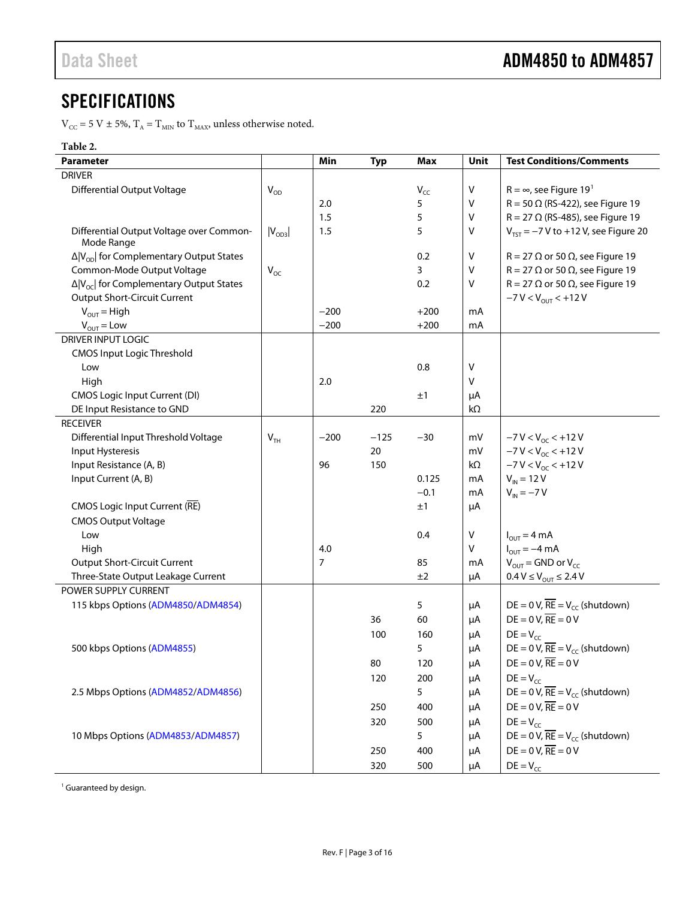# SPECIFICATIONS

$V_{CC}$ = 5 V ± 5%, $T_A$ = $T_{MIN}$ to $T_{MAX}$, unless otherwise noted.

**Table 2.**

| Parameter | | Min | Typ | Max | Unit | Test Conditions/Comments |
|---|---|---|---|---|---|---|
| DRIVER | | | | | | |
| Differential Output Voltage | $V_{OD}$ | | | $V_{CC}$ | V | R = ∞, see Figure 19[1] |
| | | 2.0 | | 5 | V | R = 50 Ω (RS-422), see Figure 19 |
| | | 1.5 | | 5 | V | R = 27 Ω (RS-485), see Figure 19 |
| Differential Output Voltage over Common-Mode Range | $\|V_{OD3}\|$ | 1.5 | | 5 | V | $V_{TST}$ = −7 V to +12 V, see Figure 20 |
| $\Delta\|V_{OD}\|$ for Complementary Output States | | | | 0.2 | V | R = 27 Ω or 50 Ω, see Figure 19 |
| Common-Mode Output Voltage | $V_{OC}$ | | | 3 | V | R = 27 Ω or 50 Ω, see Figure 19 |
| $\Delta\|V_{OC}\|$ for Complementary Output States | | | | 0.2 | V | R = 27 Ω or 50 Ω, see Figure 19 |
| Output Short-Circuit Current | | | | | | −7 V < $V_{OUT}$ < +12 V |
| $V_{OUT}$ = High | | −200 | | +200 | mA | |
| $V_{OUT}$ = Low | | −200 | | +200 | mA | |
| DRIVER INPUT LOGIC | | | | | | |
| CMOS Input Logic Threshold | | | | | | |
| Low | | | | 0.8 | V | |
| High | | 2.0 | | | V | |
| CMOS Logic Input Current (DI) | | | | ±1 | μA | |
| DE Input Resistance to GND | | | 220 | | kΩ | |
| RECEIVER | | | | | | |
| Differential Input Threshold Voltage | $V_{TH}$ | −200 | −125 | −30 | mV | −7 V < $V_{OC}$ < +12 V |
| Input Hysteresis | | | 20 | | mV | −7 V < $V_{OC}$ < +12 V |
| Input Resistance (A, B) | | 96 | 150 | | kΩ | −7 V < $V_{OC}$ < +12 V |
| Input Current (A, B) | | | | 0.125 | mA | $V_{IN}$ = 12 V |
| | | | | −0.1 | mA | $V_{IN}$ = −7 V |
| CMOS Logic Input Current ($\overline{RE}$) | | | | ±1 | μA | |
| CMOS Output Voltage | | | | | | |
| Low | | | | 0.4 | V | $I_{OUT}$ = 4 mA |
| High | | 4.0 | | | V | $I_{OUT}$ = −4 mA |
| Output Short-Circuit Current | | 7 | | 85 | mA | $V_{OUT}$ = GND or $V_{CC}$ |
| Three-State Output Leakage Current | | | | ±2 | μA | 0.4 V ≤ $V_{OUT}$ ≤ 2.4 V |
| POWER SUPPLY CURRENT | | | | | | |
| 115 kbps Options (ADM4850/ADM4854) | | | | 5 | μA | DE = 0 V, $\overline{RE}$ = $V_{CC}$ (shutdown) |
| | | | 36 | 60 | μA | DE = 0 V, $\overline{RE}$ = 0 V |
| | | | 100 | 160 | μA | DE = $V_{CC}$ |
| 500 kbps Options (ADM4855) | | | | 5 | μA | DE = 0 V, $\overline{RE}$ = $V_{CC}$ (shutdown) |
| | | | 80 | 120 | μA | DE = 0 V, $\overline{RE}$ = 0 V |
| | | | 120 | 200 | μA | DE = $V_{CC}$ |
| 2.5 Mbps Options (ADM4852/ADM4856) | | | | 5 | μA | DE = 0 V, $\overline{RE}$ = $V_{CC}$ (shutdown) |
| | | | 250 | 400 | μA | DE = 0 V, $\overline{RE}$ = 0 V |
| | | | 320 | 500 | μA | DE = $V_{CC}$ |
| 10 Mbps Options (ADM4853/ADM4857) | | | | 5 | μA | DE = 0 V, $\overline{RE}$ = $V_{CC}$ (shutdown) |
| | | | 250 | 400 | μA | DE = 0 V, $\overline{RE}$ = 0 V |
| | | | 320 | 500 | μA | DE = $V_{CC}$ |

[1] Guaranteed by design.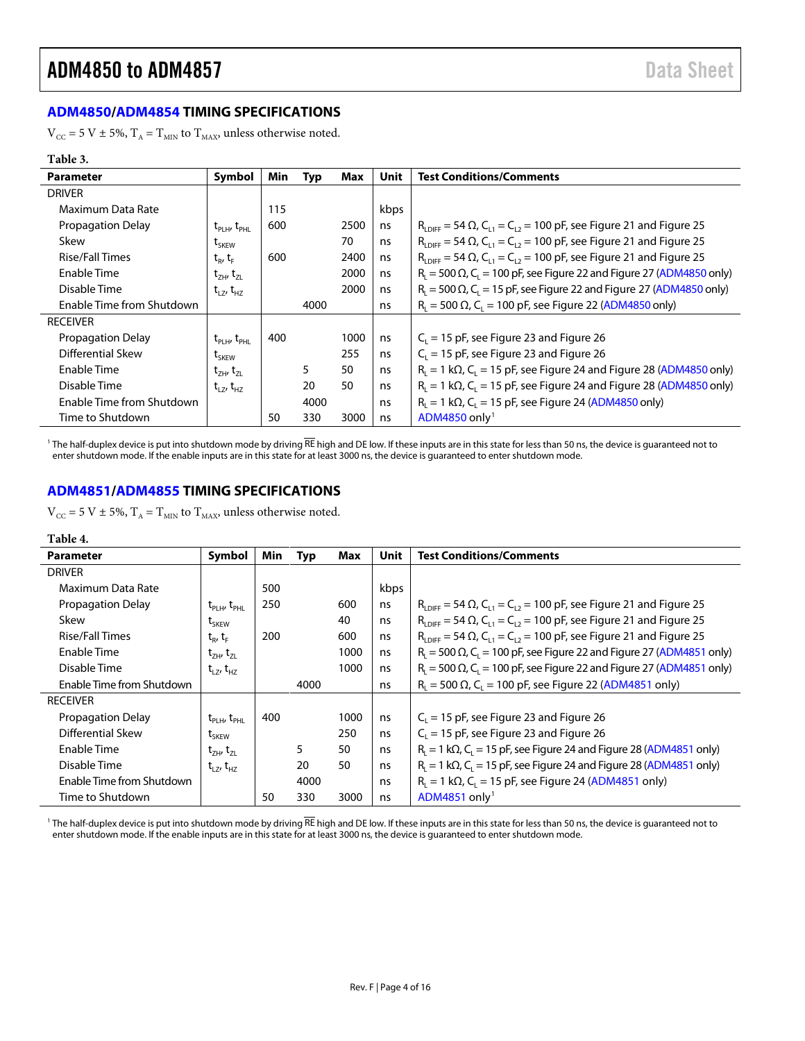## ADM4850/ADM4854 TIMING SPECIFICATIONS

$V_{CC}$ = 5 V ± 5%, $T_A$ = $T_{MIN}$ to $T_{MAX}$, unless otherwise noted.

**Table 3.**

| Parameter | Symbol | Min | Typ | Max | Unit | Test Conditions/Comments |
|---|---|---|---|---|---|---|
| DRIVER | | | | | | |
| Maximum Data Rate | | 115 | | | kbps | |
| Propagation Delay | $t_{PLH}$, $t_{PHL}$ | 600 | | 2500 | ns | $R_{LDIFF}$ = 54 Ω, $C_{L1}$ = $C_{L2}$ = 100 pF, see Figure 21 and Figure 25 |
| Skew | $t_{SKEW}$ | | | 70 | ns | $R_{LDIFF}$ = 54 Ω, $C_{L1}$ = $C_{L2}$ = 100 pF, see Figure 21 and Figure 25 |
| Rise/Fall Times | $t_R$, $t_F$ | 600 | | 2400 | ns | $R_{LDIFF}$ = 54 Ω, $C_{L1}$ = $C_{L2}$ = 100 pF, see Figure 21 and Figure 25 |
| Enable Time | $t_{ZH}$, $t_{ZL}$ | | | 2000 | ns | $R_L$ = 500 Ω, $C_L$ = 100 pF, see Figure 22 and Figure 27 (ADM4850 only) |
| Disable Time | $t_{LZ}$, $t_{HZ}$ | | | 2000 | ns | $R_L$ = 500 Ω, $C_L$ = 15 pF, see Figure 22 and Figure 27 (ADM4850 only) |
| Enable Time from Shutdown | | | 4000 | | ns | $R_L$ = 500 Ω, $C_L$ = 100 pF, see Figure 22 (ADM4850 only) |
| RECEIVER | | | | | | |
| Propagation Delay | $t_{PLH}$, $t_{PHL}$ | 400 | | 1000 | ns | $C_L$ = 15 pF, see Figure 23 and Figure 26 |
| Differential Skew | $t_{SKEW}$ | | | 255 | ns | $C_L$ = 15 pF, see Figure 23 and Figure 26 |
| Enable Time | $t_{ZH}$, $t_{ZL}$ | | 5 | 50 | ns | $R_L$ = 1 kΩ, $C_L$ = 15 pF, see Figure 24 and Figure 28 (ADM4850 only) |
| Disable Time | $t_{LZ}$, $t_{HZ}$ | | 20 | 50 | ns | $R_L$ = 1 kΩ, $C_L$ = 15 pF, see Figure 24 and Figure 28 (ADM4850 only) |
| Enable Time from Shutdown | | | 4000 | | ns | $R_L$ = 1 kΩ, $C_L$ = 15 pF, see Figure 24 (ADM4850 only) |
| Time to Shutdown | | 50 | 330 | 3000 | ns | ADM4850 only[1] |

[1] The half-duplex device is put into shutdown mode by driving $\overline{RE}$ high and DE low. If these inputs are in this state for less than 50 ns, the device is guaranteed not to enter shutdown mode. If the enable inputs are in this state for at least 3000 ns, the device is guaranteed to enter shutdown mode.

## ADM4851/ADM4855 TIMING SPECIFICATIONS

$V_{CC}$ = 5 V ± 5%, $T_A$ = $T_{MIN}$ to $T_{MAX}$, unless otherwise noted.

**Table 4.**

| Parameter | Symbol | Min | Typ | Max | Unit | Test Conditions/Comments |
|---|---|---|---|---|---|---|
| DRIVER | | | | | | |
| Maximum Data Rate | | 500 | | | kbps | |
| Propagation Delay | $t_{PLH}$, $t_{PHL}$ | 250 | | 600 | ns | $R_{LDIFF}$ = 54 Ω, $C_{L1}$ = $C_{L2}$ = 100 pF, see Figure 21 and Figure 25 |
| Skew | $t_{SKEW}$ | | | 40 | ns | $R_{LDIFF}$ = 54 Ω, $C_{L1}$ = $C_{L2}$ = 100 pF, see Figure 21 and Figure 25 |
| Rise/Fall Times | $t_R$, $t_F$ | 200 | | 600 | ns | $R_{LDIFF}$ = 54 Ω, $C_{L1}$ = $C_{L2}$ = 100 pF, see Figure 21 and Figure 25 |
| Enable Time | $t_{ZH}$, $t_{ZL}$ | | | 1000 | ns | $R_L$ = 500 Ω, $C_L$ = 100 pF, see Figure 22 and Figure 27 (ADM4851 only) |
| Disable Time | $t_{LZ}$, $t_{HZ}$ | | | 1000 | ns | $R_L$ = 500 Ω, $C_L$ = 100 pF, see Figure 22 and Figure 27 (ADM4851 only) |
| Enable Time from Shutdown | | | 4000 | | ns | $R_L$ = 500 Ω, $C_L$ = 100 pF, see Figure 22 (ADM4851 only) |
| RECEIVER | | | | | | |
| Propagation Delay | $t_{PLH}$, $t_{PHL}$ | 400 | | 1000 | ns | $C_L$ = 15 pF, see Figure 23 and Figure 26 |
| Differential Skew | $t_{SKEW}$ | | | 250 | ns | $C_L$ = 15 pF, see Figure 23 and Figure 26 |
| Enable Time | $t_{ZH}$, $t_{ZL}$ | | 5 | 50 | ns | $R_L$ = 1 kΩ, $C_L$ = 15 pF, see Figure 24 and Figure 28 (ADM4851 only) |
| Disable Time | $t_{LZ}$, $t_{HZ}$ | | 20 | 50 | ns | $R_L$ = 1 kΩ, $C_L$ = 15 pF, see Figure 24 and Figure 28 (ADM4851 only) |
| Enable Time from Shutdown | | | 4000 | | ns | $R_L$ = 1 kΩ, $C_L$ = 15 pF, see Figure 24 (ADM4851 only) |
| Time to Shutdown | | 50 | 330 | 3000 | ns | ADM4851 only[1] |

[1] The half-duplex device is put into shutdown mode by driving $\overline{RE}$ high and DE low. If these inputs are in this state for less than 50 ns, the device is guaranteed not to enter shutdown mode. If the enable inputs are in this state for at least 3000 ns, the device is guaranteed to enter shutdown mode.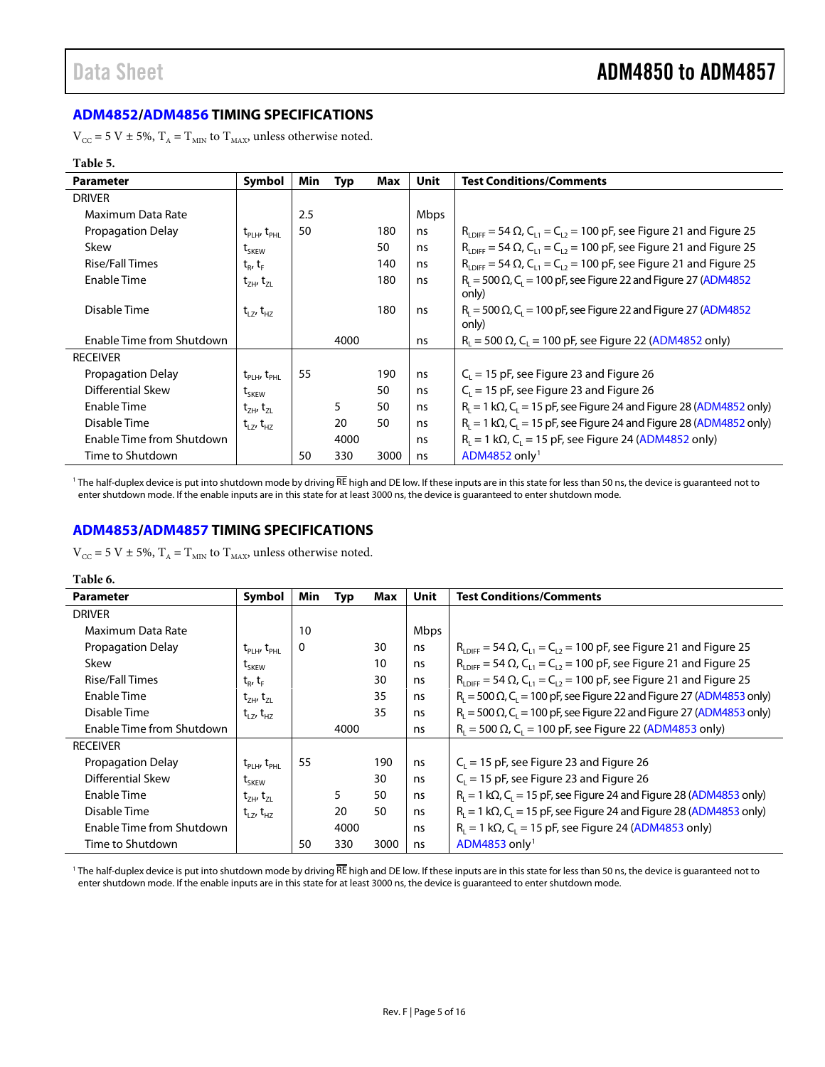## ADM4852/ADM4856 TIMING SPECIFICATIONS

$V_{CC}$ = 5 V ± 5%, $T_A$ = $T_{MIN}$ to $T_{MAX}$, unless otherwise noted.

**Table 5.**

| Parameter | Symbol | Min | Typ | Max | Unit | Test Conditions/Comments |
|---|---|---|---|---|---|---|
| DRIVER | | | | | | |
| Maximum Data Rate | | 2.5 | | | Mbps | |
| Propagation Delay | $t_{PLH}$, $t_{PHL}$ | 50 | | 180 | ns | $R_{LDIFF}$ = 54 Ω, $C_{L1}$ = $C_{L2}$ = 100 pF, see Figure 21 and Figure 25 |
| Skew | $t_{SKEW}$ | | | 50 | ns | $R_{LDIFF}$ = 54 Ω, $C_{L1}$ = $C_{L2}$ = 100 pF, see Figure 21 and Figure 25 |
| Rise/Fall Times | $t_R$, $t_F$ | | | 140 | ns | $R_{LDIFF}$ = 54 Ω, $C_{L1}$ = $C_{L2}$ = 100 pF, see Figure 21 and Figure 25 |
| Enable Time | $t_{ZH}$, $t_{ZL}$ | | | 180 | ns | $R_L$ = 500 Ω, $C_L$ = 100 pF, see Figure 22 and Figure 27 (ADM4852 only) |
| Disable Time | $t_{LZ}$, $t_{HZ}$ | | | 180 | ns | $R_L$ = 500 Ω, $C_L$ = 100 pF, see Figure 22 and Figure 27 (ADM4852 only) |
| Enable Time from Shutdown | | | 4000 | | ns | $R_L$ = 500 Ω, $C_L$ = 100 pF, see Figure 22 (ADM4852 only) |
| RECEIVER | | | | | | |
| Propagation Delay | $t_{PLH}$, $t_{PHL}$ | 55 | | 190 | ns | $C_L$ = 15 pF, see Figure 23 and Figure 26 |
| Differential Skew | $t_{SKEW}$ | | | 50 | ns | $C_L$ = 15 pF, see Figure 23 and Figure 26 |
| Enable Time | $t_{ZH}$, $t_{ZL}$ | | 5 | 50 | ns | $R_L$ = 1 kΩ, $C_L$ = 15 pF, see Figure 24 and Figure 28 (ADM4852 only) |
| Disable Time | $t_{LZ}$, $t_{HZ}$ | | 20 | 50 | ns | $R_L$ = 1 kΩ, $C_L$ = 15 pF, see Figure 24 and Figure 28 (ADM4852 only) |
| Enable Time from Shutdown | | | 4000 | | ns | $R_L$ = 1 kΩ, $C_L$ = 15 pF, see Figure 24 (ADM4852 only) |
| Time to Shutdown | | 50 | 330 | 3000 | ns | ADM4852 only[1] |

[1] The half-duplex device is put into shutdown mode by driving $\overline{RE}$ high and DE low. If these inputs are in this state for less than 50 ns, the device is guaranteed not to enter shutdown mode. If the enable inputs are in this state for at least 3000 ns, the device is guaranteed to enter shutdown mode.

## ADM4853/ADM4857 TIMING SPECIFICATIONS

$V_{CC}$ = 5 V ± 5%, $T_A$ = $T_{MIN}$ to $T_{MAX}$, unless otherwise noted.

**Table 6.**

| Parameter | Symbol | Min | Typ | Max | Unit | Test Conditions/Comments |
|---|---|---|---|---|---|---|
| DRIVER | | | | | | |
| Maximum Data Rate | | 10 | | | Mbps | |
| Propagation Delay | $t_{PLH}$, $t_{PHL}$ | 0 | | 30 | ns | $R_{LDIFF}$ = 54 Ω, $C_{L1}$ = $C_{L2}$ = 100 pF, see Figure 21 and Figure 25 |
| Skew | $t_{SKEW}$ | | | 10 | ns | $R_{LDIFF}$ = 54 Ω, $C_{L1}$ = $C_{L2}$ = 100 pF, see Figure 21 and Figure 25 |
| Rise/Fall Times | $t_R$, $t_F$ | | | 30 | ns | $R_{LDIFF}$ = 54 Ω, $C_{L1}$ = $C_{L2}$ = 100 pF, see Figure 21 and Figure 25 |
| Enable Time | $t_{ZH}$, $t_{ZL}$ | | | 35 | ns | $R_L$ = 500 Ω, $C_L$ = 100 pF, see Figure 22 and Figure 27 (ADM4853 only) |
| Disable Time | $t_{LZ}$, $t_{HZ}$ | | | 35 | ns | $R_L$ = 500 Ω, $C_L$ = 100 pF, see Figure 22 and Figure 27 (ADM4853 only) |
| Enable Time from Shutdown | | | 4000 | | ns | $R_L$ = 500 Ω, $C_L$ = 100 pF, see Figure 22 (ADM4853 only) |
| RECEIVER | | | | | | |
| Propagation Delay | $t_{PLH}$, $t_{PHL}$ | 55 | | 190 | ns | $C_L$ = 15 pF, see Figure 23 and Figure 26 |
| Differential Skew | $t_{SKEW}$ | | | 30 | ns | $C_L$ = 15 pF, see Figure 23 and Figure 26 |
| Enable Time | $t_{ZH}$, $t_{ZL}$ | | 5 | 50 | ns | $R_L$ = 1 kΩ, $C_L$ = 15 pF, see Figure 24 and Figure 28 (ADM4853 only) |
| Disable Time | $t_{LZ}$, $t_{HZ}$ | | 20 | 50 | ns | $R_L$ = 1 kΩ, $C_L$ = 15 pF, see Figure 24 and Figure 28 (ADM4853 only) |
| Enable Time from Shutdown | | | 4000 | | ns | $R_L$ = 1 kΩ, $C_L$ = 15 pF, see Figure 24 (ADM4853 only) |
| Time to Shutdown | | 50 | 330 | 3000 | ns | ADM4853 only[1] |

[1] The half-duplex device is put into shutdown mode by driving $\overline{RE}$ high and DE low. If these inputs are in this state for less than 50 ns, the device is guaranteed not to enter shutdown mode. If the enable inputs are in this state for at least 3000 ns, the device is guaranteed to enter shutdown mode.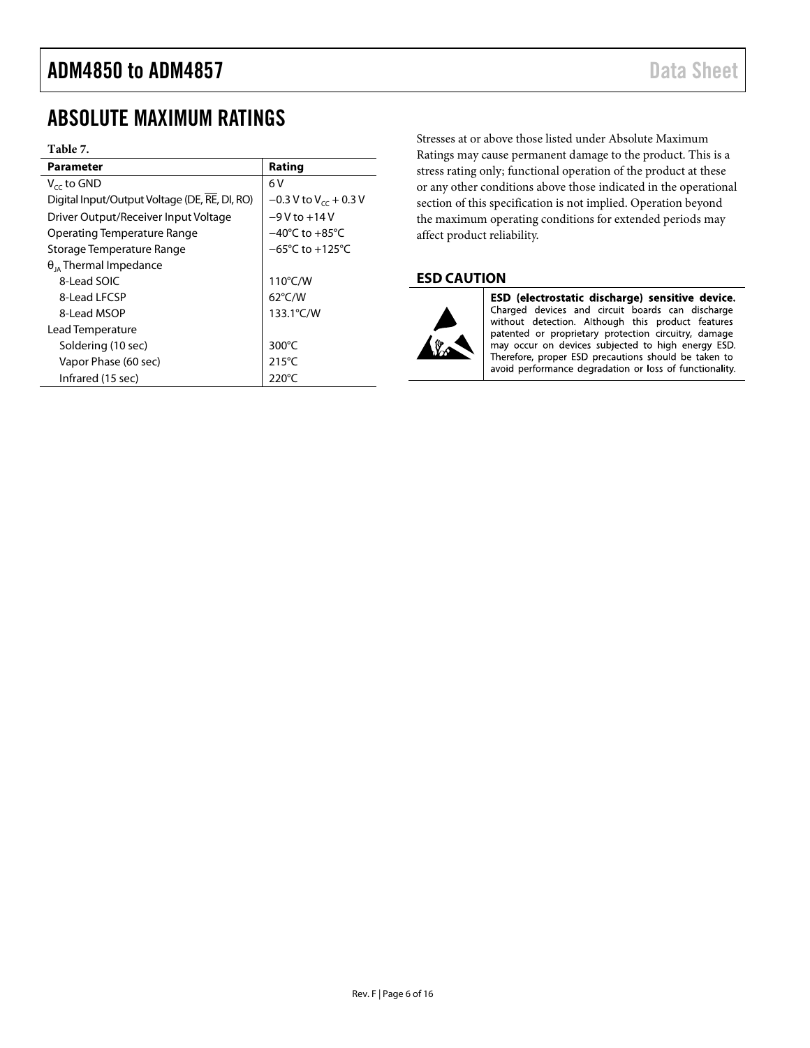## ABSOLUTE MAXIMUM RATINGS

**Table 7.**

| Parameter | Rating |
|---|---|
| $V_{CC}$ to GND | 6 V |
| Digital Input/Output Voltage (DE, $\overline{RE}$, DI, RO) | −0.3 V to $V_{CC}$ + 0.3 V |
| Driver Output/Receiver Input Voltage | −9 V to +14 V |
| Operating Temperature Range | −40°C to +85°C |
| Storage Temperature Range | −65°C to +125°C |
| $\theta_{JA}$ Thermal Impedance | |
| 8-Lead SOIC | 110°C/W |
| 8-Lead LFCSP | 62°C/W |
| 8-Lead MSOP | 133.1°C/W |
| Lead Temperature | |
| Soldering (10 sec) | 300°C |
| Vapor Phase (60 sec) | 215°C |
| Infrared (15 sec) | 220°C |

Stresses at or above those listed under Absolute Maximum Ratings may cause permanent damage to the product. This is a stress rating only; functional operation of the product at these or any other conditions above those indicated in the operational section of this specification is not implied. Operation beyond the maximum operating conditions for extended periods may affect product reliability.

### ESD CAUTION

**ESD (electrostatic discharge) sensitive device.** Charged devices and circuit boards can discharge without detection. Although this product features patented or proprietary protection circuitry, damage may occur on devices subjected to high energy ESD. Therefore, proper ESD precautions should be taken to avoid performance degradation or loss of functionality.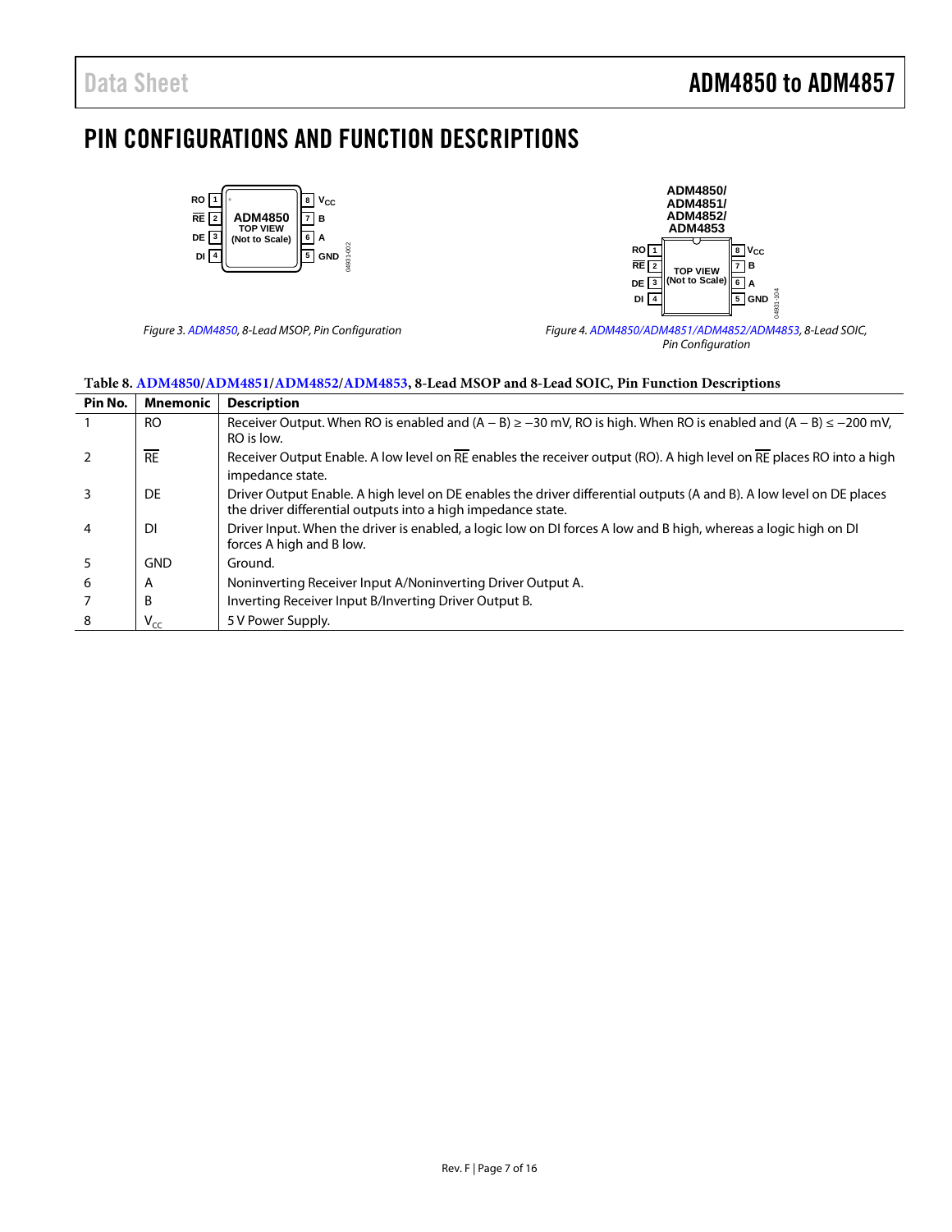## PIN CONFIGURATIONS AND FUNCTION DESCRIPTIONS

*Figure 3. ADM4850, 8-Lead MSOP, Pin Configuration*

*Figure 4. ADM4850/ADM4851/ADM4852/ADM4853, 8-Lead SOIC, Pin Configuration*

**Table 8. ADM4850/ADM4851/ADM4852/ADM4853, 8-Lead MSOP and 8-Lead SOIC, Pin Function Descriptions**

| Pin No. | Mnemonic | Description |
|---|---|---|
| 1 | RO | Receiver Output. When RO is enabled and (A − B) ≥ −30 mV, RO is high. When RO is enabled and (A − B) ≤ −200 mV, RO is low. |
| 2 | $\overline{RE}$ | Receiver Output Enable. A low level on $\overline{RE}$ enables the receiver output (RO). A high level on $\overline{RE}$ places RO into a high impedance state. |
| 3 | DE | Driver Output Enable. A high level on DE enables the driver differential outputs (A and B). A low level on DE places the driver differential outputs into a high impedance state. |
| 4 | DI | Driver Input. When the driver is enabled, a logic low on DI forces A low and B high, whereas a logic high on DI forces A high and B low. |
| 5 | GND | Ground. |
| 6 | A | Noninverting Receiver Input A/Noninverting Driver Output A. |
| 7 | B | Inverting Receiver Input B/Inverting Driver Output B. |
| 8 | $V_{CC}$ | 5 V Power Supply. |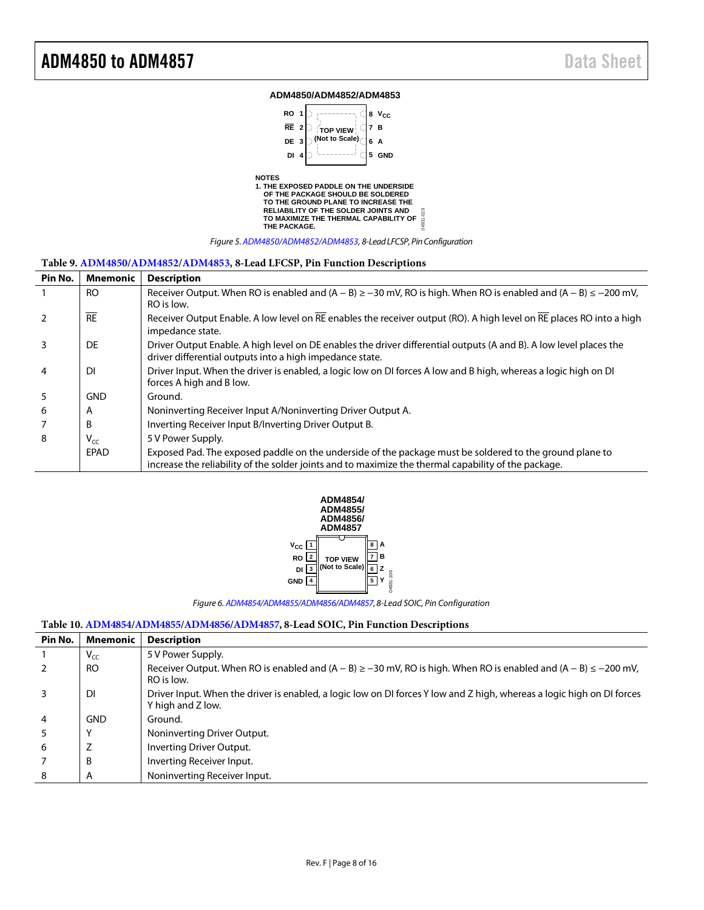ADM4850/ADM4852/ADM4853

NOTES
1. THE EXPOSED PADDLE ON THE UNDERSIDE OF THE PACKAGE SHOULD BE SOLDERED TO THE GROUND PLANE TO INCREASE THE RELIABILITY OF THE SOLDER JOINTS AND TO MAXIMIZE THE THERMAL CAPABILITY OF THE PACKAGE.

*Figure 5. ADM4850/ADM4852/ADM4853, 8-Lead LFCSP, Pin Configuration*

**Table 9. ADM4850/ADM4852/ADM4853, 8-Lead LFCSP, Pin Function Descriptions**

| Pin No. | Mnemonic | Description |
|---|---|---|
| 1 | RO | Receiver Output. When RO is enabled and (A − B) ≥ −30 mV, RO is high. When RO is enabled and (A − B) ≤ −200 mV, RO is low. |
| 2 | $\overline{RE}$ | Receiver Output Enable. A low level on $\overline{RE}$ enables the receiver output (RO). A high level on $\overline{RE}$ places RO into a high impedance state. |
| 3 | DE | Driver Output Enable. A high level on DE enables the driver differential outputs (A and B). A low level places the driver differential outputs into a high impedance state. |
| 4 | DI | Driver Input. When the driver is enabled, a logic low on DI forces A low and B high, whereas a logic high on DI forces A high and B low. |
| 5 | GND | Ground. |
| 6 | A | Noninverting Receiver Input A/Noninverting Driver Output A. |
| 7 | B | Inverting Receiver Input B/Inverting Driver Output B. |
| 8 | $V_{CC}$ | 5 V Power Supply. |
| | EPAD | Exposed Pad. The exposed paddle on the underside of the package must be soldered to the ground plane to increase the reliability of the solder joints and to maximize the thermal capability of the package. |

*Figure 6. ADM4854/ADM4855/ADM4856/ADM4857, 8-Lead SOIC, Pin Configuration*

**Table 10. ADM4854/ADM4855/ADM4856/ADM4857, 8-Lead SOIC, Pin Function Descriptions**

| Pin No. | Mnemonic | Description |
|---|---|---|
| 1 | $V_{CC}$ | 5 V Power Supply. |
| 2 | RO | Receiver Output. When RO is enabled and (A − B) ≥ −30 mV, RO is high. When RO is enabled and (A − B) ≤ −200 mV, RO is low. |
| 3 | DI | Driver Input. When the driver is enabled, a logic low on DI forces Y low and Z high, whereas a logic high on DI forces Y high and Z low. |
| 4 | GND | Ground. |
| 5 | Y | Noninverting Driver Output. |
| 6 | Z | Inverting Driver Output. |
| 7 | B | Inverting Receiver Input. |
| 8 | A | Noninverting Receiver Input. |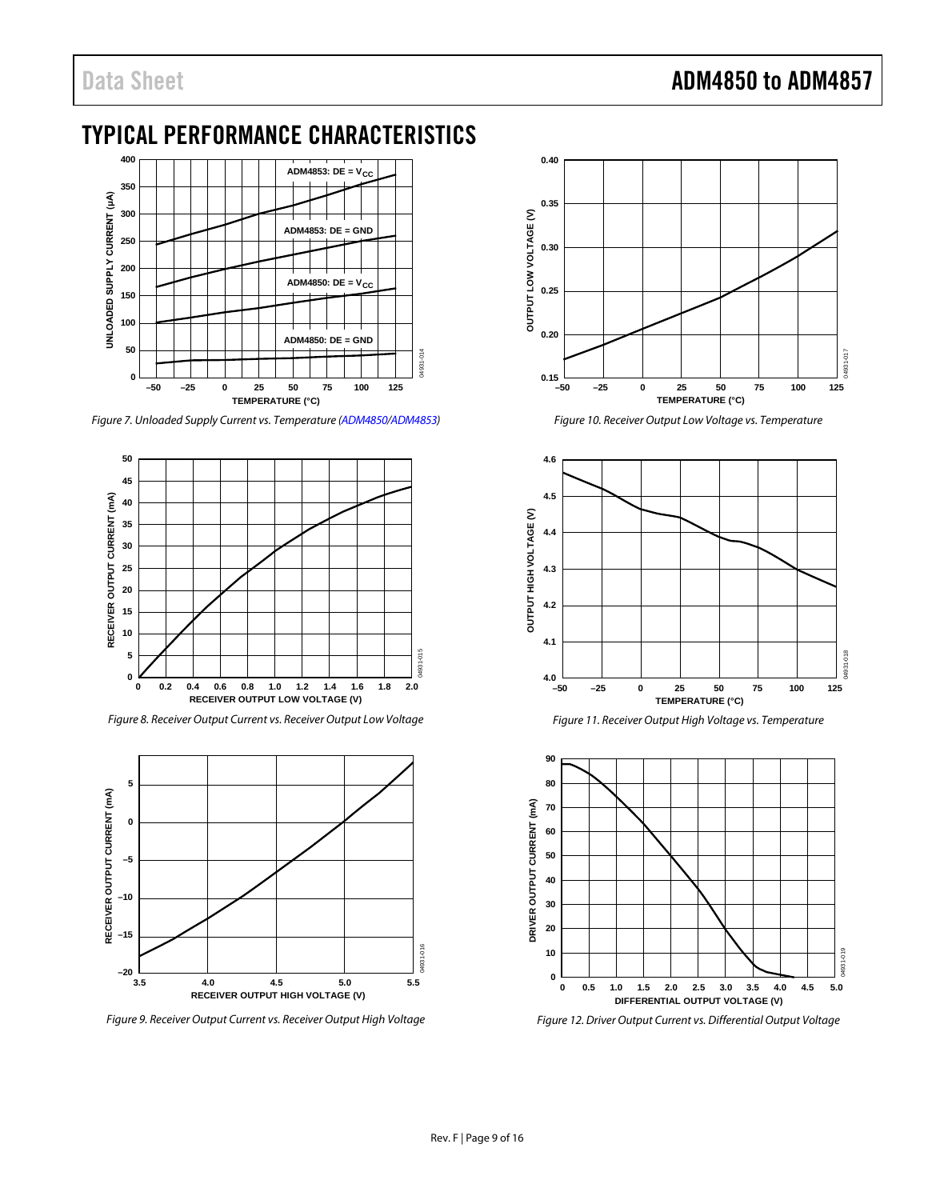## TYPICAL PERFORMANCE CHARACTERISTICS

Figure 7. Unloaded Supply Current vs. Temperature (ADM4850/ADM4853)

Figure 8. Receiver Output Current vs. Receiver Output Low Voltage

Figure 9. Receiver Output Current vs. Receiver Output High Voltage

Figure 10. Receiver Output Low Voltage vs. Temperature

Figure 11. Receiver Output High Voltage vs. Temperature

Figure 12. Driver Output Current vs. Differential Output Voltage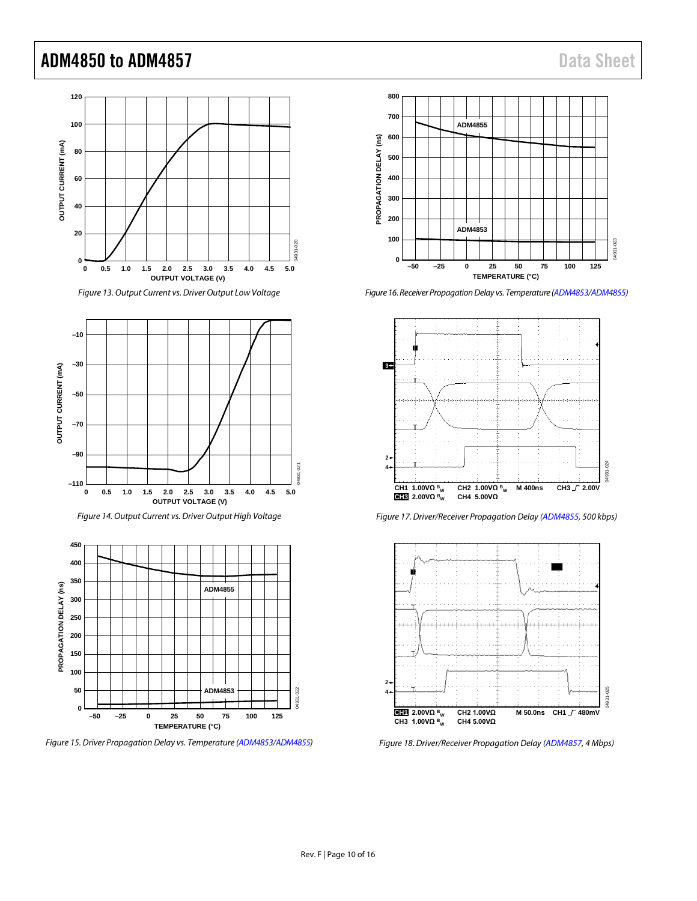Figure 13. Output Current vs. Driver Output Low Voltage

Figure 14. Output Current vs. Driver Output High Voltage

Figure 15. Driver Propagation Delay vs. Temperature (ADM4853/ADM4855)

Figure 16. Receiver Propagation Delay vs. Temperature (ADM4853/ADM4855)

Figure 17. Driver/Receiver Propagation Delay (ADM4855, 500 kbps)

Figure 18. Driver/Receiver Propagation Delay (ADM4857, 4 Mbps)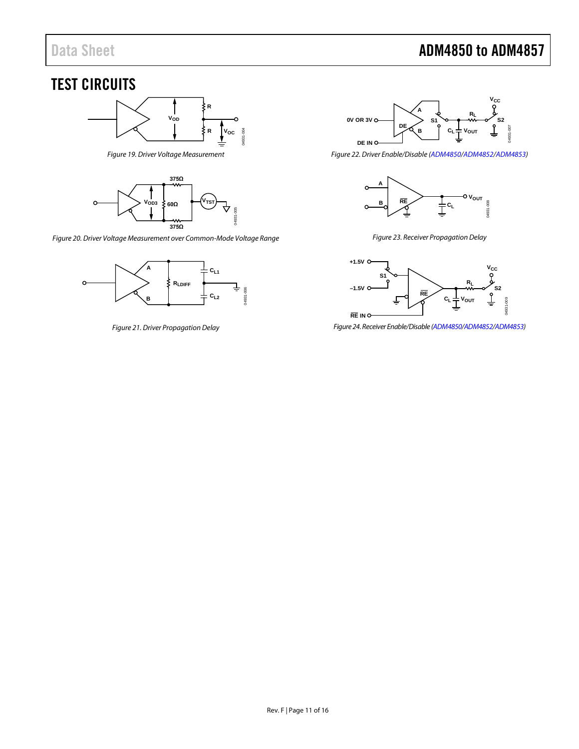# TEST CIRCUITS

Figure 19. Driver Voltage Measurement

Figure 20. Driver Voltage Measurement over Common-Mode Voltage Range

Figure 21. Driver Propagation Delay

Figure 22. Driver Enable/Disable (ADM4850/ADM4852/ADM4853)

Figure 23. Receiver Propagation Delay

Figure 24. Receiver Enable/Disable (ADM4850/ADM4852/ADM4853)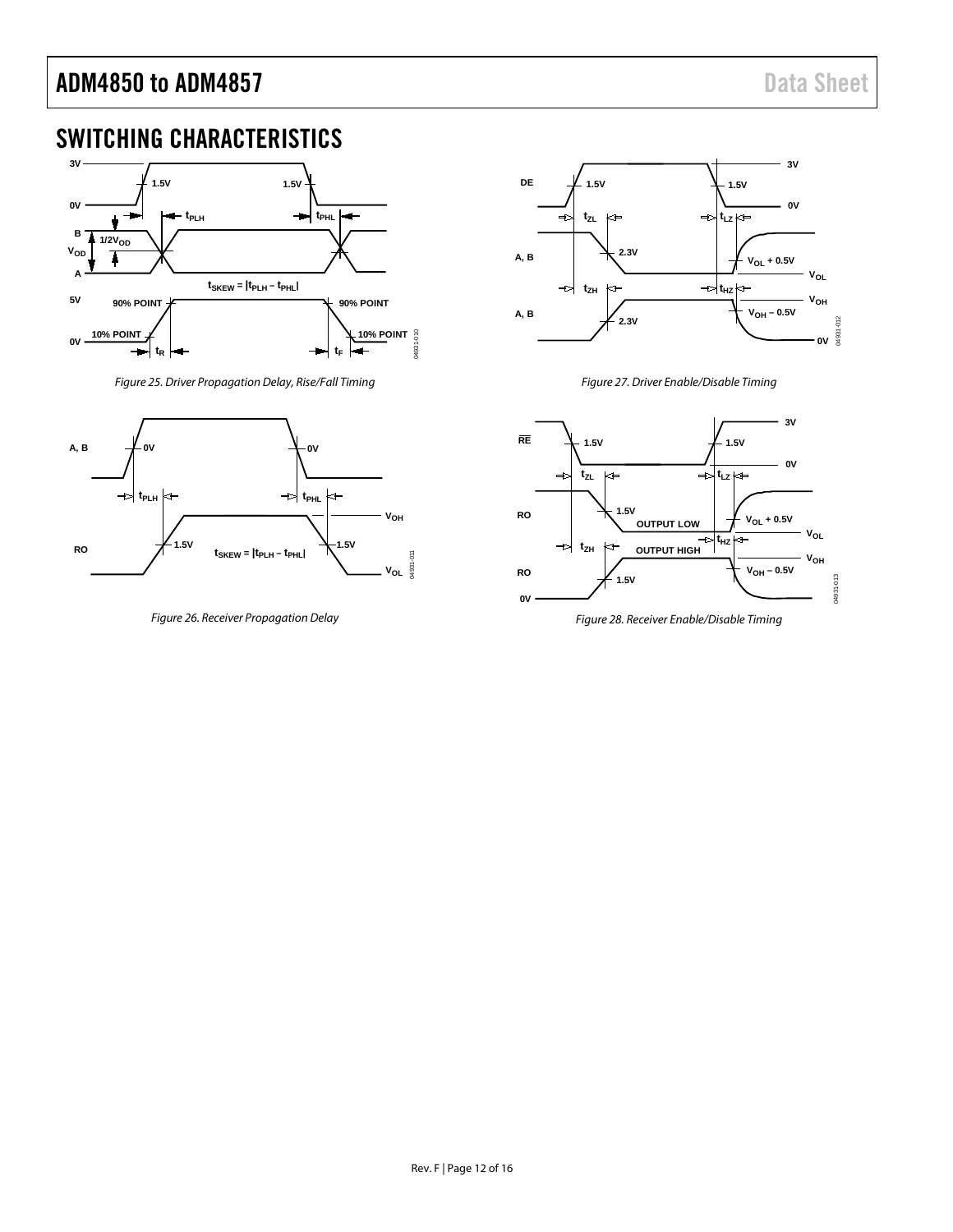## SWITCHING CHARACTERISTICS

Figure 25. Driver Propagation Delay, Rise/Fall Timing

Figure 26. Receiver Propagation Delay

Figure 27. Driver Enable/Disable Timing

Figure 28. Receiver Enable/Disable Timing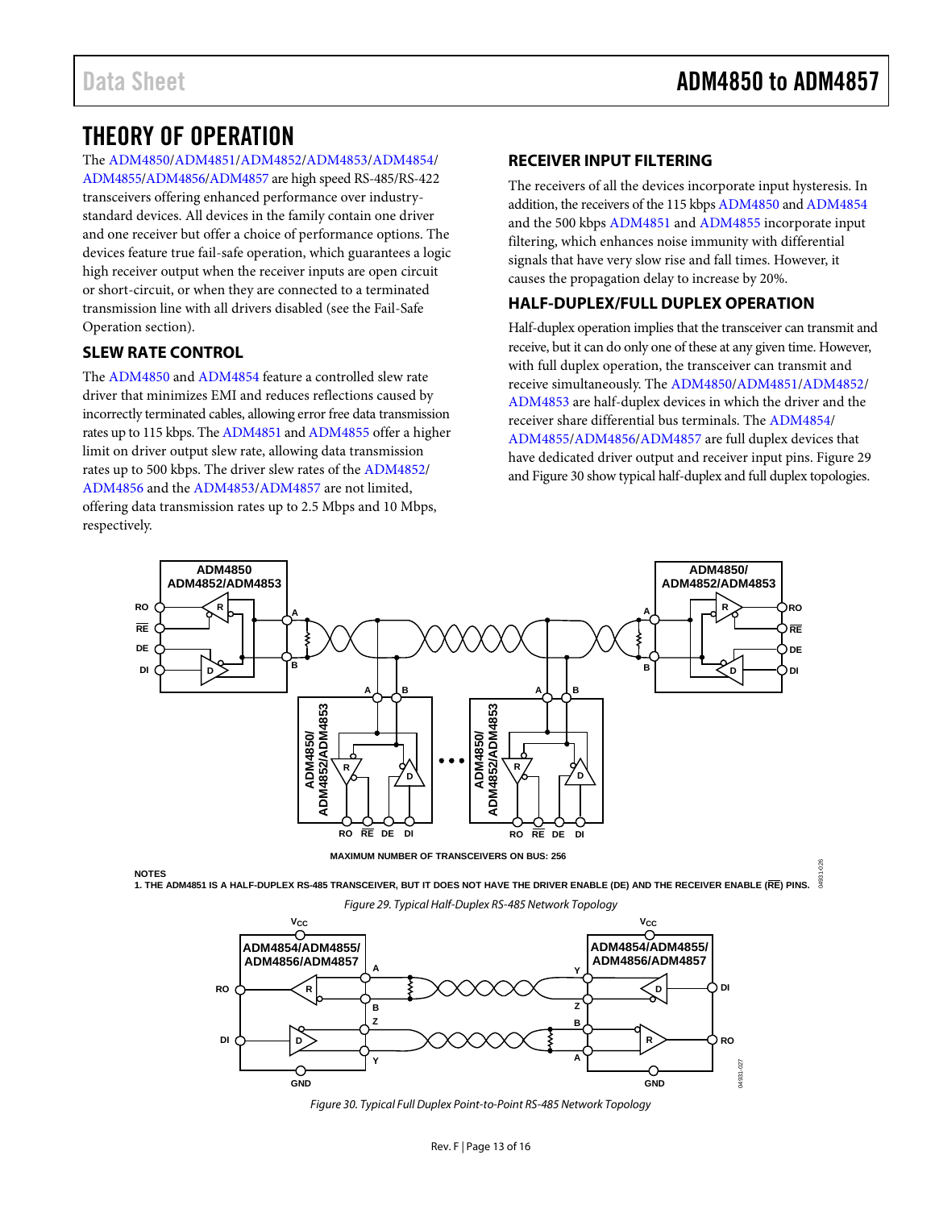# THEORY OF OPERATION

The ADM4850/ADM4851/ADM4852/ADM4853/ADM4854/ADM4855/ADM4856/ADM4857 are high speed RS-485/RS-422 transceivers offering enhanced performance over industry-standard devices. All devices in the family contain one driver and one receiver but offer a choice of performance options. The devices feature true fail-safe operation, which guarantees a logic high receiver output when the receiver inputs are open circuit or short-circuit, or when they are connected to a terminated transmission line with all drivers disabled (see the Fail-Safe Operation section).

## SLEW RATE CONTROL

The ADM4850 and ADM4854 feature a controlled slew rate driver that minimizes EMI and reduces reflections caused by incorrectly terminated cables, allowing error free data transmission rates up to 115 kbps. The ADM4851 and ADM4855 offer a higher limit on driver output slew rate, allowing data transmission rates up to 500 kbps. The driver slew rates of the ADM4852/ADM4856 and the ADM4853/ADM4857 are not limited, offering data transmission rates up to 2.5 Mbps and 10 Mbps, respectively.

## RECEIVER INPUT FILTERING

The receivers of all the devices incorporate input hysteresis. In addition, the receivers of the 115 kbps ADM4850 and ADM4854 and the 500 kbps ADM4851 and ADM4855 incorporate input filtering, which enhances noise immunity with differential signals that have very slow rise and fall times. However, it causes the propagation delay to increase by 20%.

## HALF-DUPLEX/FULL DUPLEX OPERATION

Half-duplex operation implies that the transceiver can transmit and receive, but it can do only one of these at any given time. However, with full duplex operation, the transceiver can transmit and receive simultaneously. The ADM4850/ADM4851/ADM4852/ADM4853 are half-duplex devices in which the driver and the receiver share differential bus terminals. The ADM4854/ADM4855/ADM4856/ADM4857 are full duplex devices that have dedicated driver output and receiver input pins. Figure 29 and Figure 30 show typical half-duplex and full duplex topologies.

MAXIMUM NUMBER OF TRANSCEIVERS ON BUS: 256

NOTES
1. THE ADM4851 IS A HALF-DUPLEX RS-485 TRANSCEIVER, BUT IT DOES NOT HAVE THE DRIVER ENABLE (DE) AND THE RECEIVER ENABLE ($\overline{RE}$) PINS.

*Figure 29. Typical Half-Duplex RS-485 Network Topology*

*Figure 30. Typical Full Duplex Point-to-Point RS-485 Network Topology*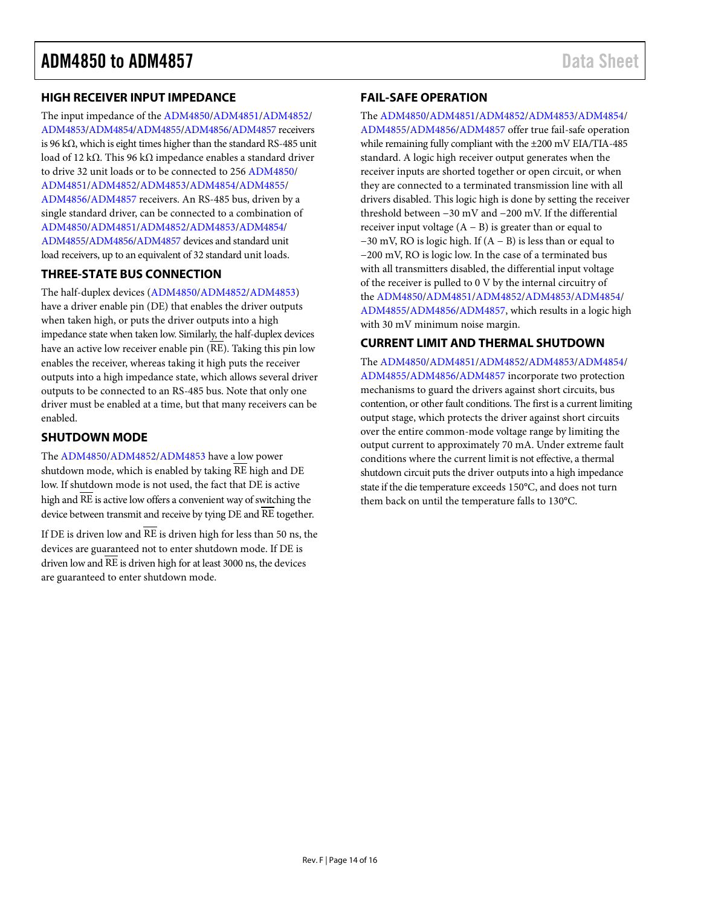## HIGH RECEIVER INPUT IMPEDANCE

The input impedance of the ADM4850/ADM4851/ADM4852/ADM4853/ADM4854/ADM4855/ADM4856/ADM4857 receivers is 96 kΩ, which is eight times higher than the standard RS-485 unit load of 12 kΩ. This 96 kΩ impedance enables a standard driver to drive 32 unit loads or to be connected to 256 ADM4850/ADM4851/ADM4852/ADM4853/ADM4854/ADM4855/ADM4856/ADM4857 receivers. An RS-485 bus, driven by a single standard driver, can be connected to a combination of ADM4850/ADM4851/ADM4852/ADM4853/ADM4854/ADM4855/ADM4856/ADM4857 devices and standard unit load receivers, up to an equivalent of 32 standard unit loads.

## THREE-STATE BUS CONNECTION

The half-duplex devices (ADM4850/ADM4852/ADM4853) have a driver enable pin (DE) that enables the driver outputs when taken high, or puts the driver outputs into a high impedance state when taken low. Similarly, the half-duplex devices have an active low receiver enable pin ($\overline{\text{RE}}$). Taking this pin low enables the receiver, whereas taking it high puts the receiver outputs into a high impedance state, which allows several driver outputs to be connected to an RS-485 bus. Note that only one driver must be enabled at a time, but that many receivers can be enabled.

## SHUTDOWN MODE

The ADM4850/ADM4852/ADM4853 have a low power shutdown mode, which is enabled by taking $\overline{\text{RE}}$ high and DE low. If shutdown mode is not used, the fact that DE is active high and $\overline{\text{RE}}$ is active low offers a convenient way of switching the device between transmit and receive by tying DE and $\overline{\text{RE}}$ together.

If DE is driven low and $\overline{\text{RE}}$ is driven high for less than 50 ns, the devices are guaranteed not to enter shutdown mode. If DE is driven low and $\overline{\text{RE}}$ is driven high for at least 3000 ns, the devices are guaranteed to enter shutdown mode.

## FAIL-SAFE OPERATION

The ADM4850/ADM4851/ADM4852/ADM4853/ADM4854/ADM4855/ADM4856/ADM4857 offer true fail-safe operation while remaining fully compliant with the ±200 mV EIA/TIA-485 standard. A logic high receiver output generates when the receiver inputs are shorted together or open circuit, or when they are connected to a terminated transmission line with all drivers disabled. This logic high is done by setting the receiver threshold between −30 mV and −200 mV. If the differential receiver input voltage (A − B) is greater than or equal to −30 mV, RO is logic high. If (A − B) is less than or equal to −200 mV, RO is logic low. In the case of a terminated bus with all transmitters disabled, the differential input voltage of the receiver is pulled to 0 V by the internal circuitry of the ADM4850/ADM4851/ADM4852/ADM4853/ADM4854/ADM4855/ADM4856/ADM4857, which results in a logic high with 30 mV minimum noise margin.

## CURRENT LIMIT AND THERMAL SHUTDOWN

The ADM4850/ADM4851/ADM4852/ADM4853/ADM4854/ADM4855/ADM4856/ADM4857 incorporate two protection mechanisms to guard the drivers against short circuits, bus contention, or other fault conditions. The first is a current limiting output stage, which protects the driver against short circuits over the entire common-mode voltage range by limiting the output current to approximately 70 mA. Under extreme fault conditions where the current limit is not effective, a thermal shutdown circuit puts the driver outputs into a high impedance state if the die temperature exceeds 150°C, and does not turn them back on until the temperature falls to 130°C.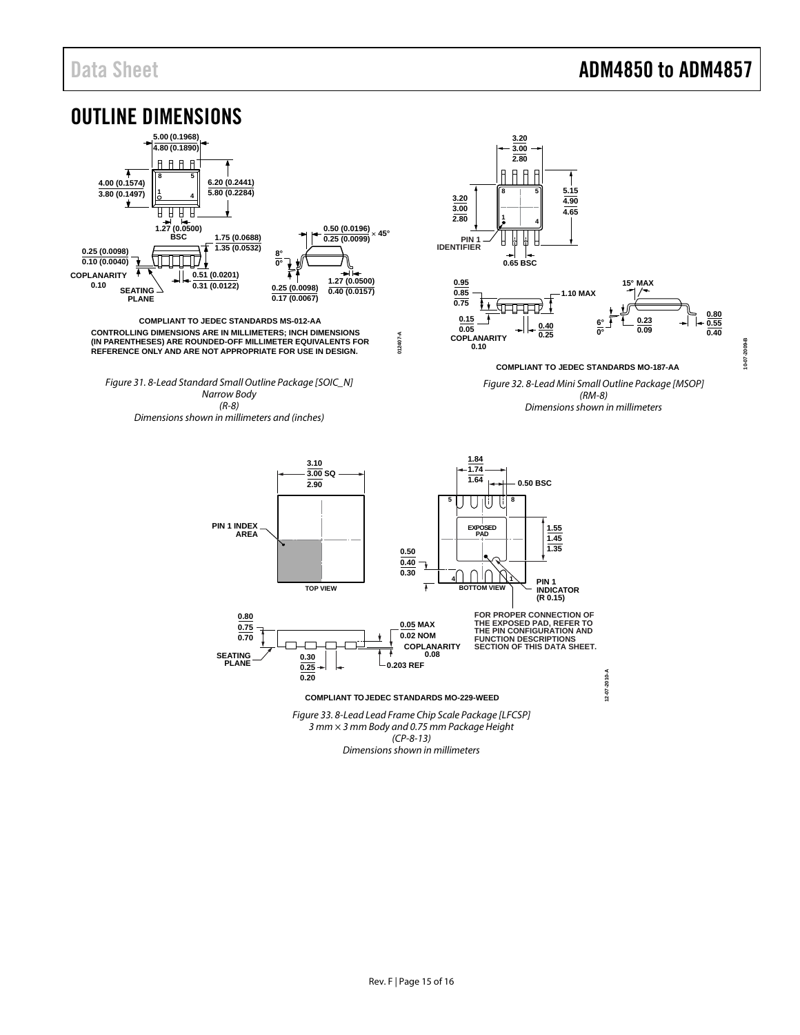# OUTLINE DIMENSIONS

COMPLIANT TO JEDEC STANDARDS MS-012-AA

CONTROLLING DIMENSIONS ARE IN MILLIMETERS; INCH DIMENSIONS (IN PARENTHESES) ARE ROUNDED-OFF MILLIMETER EQUIVALENTS FOR REFERENCE ONLY AND ARE NOT APPROPRIATE FOR USE IN DESIGN.

*Figure 31. 8-Lead Standard Small Outline Package [SOIC_N] Narrow Body (R-8) Dimensions shown in millimeters and (inches)*

COMPLIANT TO JEDEC STANDARDS MO-187-AA

*Figure 32. 8-Lead Mini Small Outline Package [MSOP] (RM-8) Dimensions shown in millimeters*

FOR PROPER CONNECTION OF THE EXPOSED PAD, REFER TO THE PIN CONFIGURATION AND FUNCTION DESCRIPTIONS SECTION OF THIS DATA SHEET.

COMPLIANT TO JEDEC STANDARDS MO-229-WEED

*Figure 33. 8-Lead Lead Frame Chip Scale Package [LFCSP] 3 mm × 3 mm Body and 0.75 mm Package Height (CP-8-13) Dimensions shown in millimeters*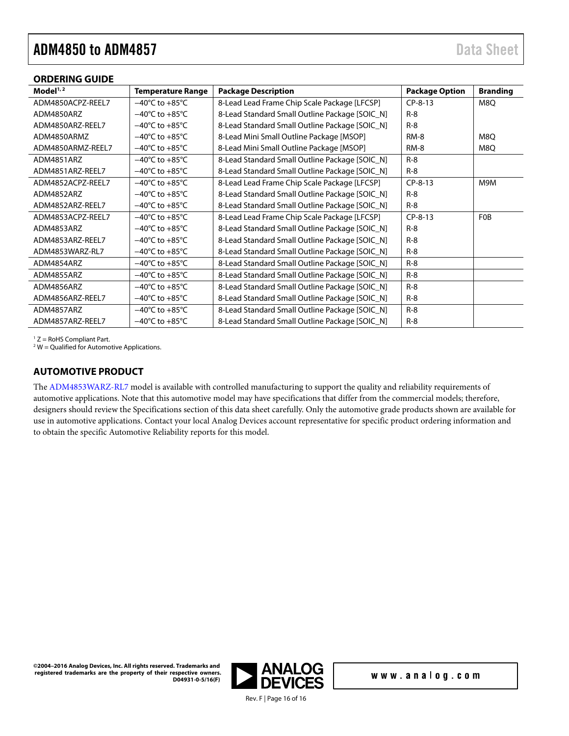## ORDERING GUIDE

| Model[1, 2] | Temperature Range | Package Description | Package Option | Branding |
|---|---|---|---|---|
| ADM4850ACPZ-REEL7 | −40°C to +85°C | 8-Lead Lead Frame Chip Scale Package [LFCSP] | CP-8-13 | M8Q |
| ADM4850ARZ | −40°C to +85°C | 8-Lead Standard Small Outline Package [SOIC_N] | R-8 | |
| ADM4850ARZ-REEL7 | −40°C to +85°C | 8-Lead Standard Small Outline Package [SOIC_N] | R-8 | |
| ADM4850ARMZ | −40°C to +85°C | 8-Lead Mini Small Outline Package [MSOP] | RM-8 | M8Q |
| ADM4850ARMZ-REEL7 | −40°C to +85°C | 8-Lead Mini Small Outline Package [MSOP] | RM-8 | M8Q |
| ADM4851ARZ | −40°C to +85°C | 8-Lead Standard Small Outline Package [SOIC_N] | R-8 | |
| ADM4851ARZ-REEL7 | −40°C to +85°C | 8-Lead Standard Small Outline Package [SOIC_N] | R-8 | |
| ADM4852ACPZ-REEL7 | −40°C to +85°C | 8-Lead Lead Frame Chip Scale Package [LFCSP] | CP-8-13 | M9M |
| ADM4852ARZ | −40°C to +85°C | 8-Lead Standard Small Outline Package [SOIC_N] | R-8 | |
| ADM4852ARZ-REEL7 | −40°C to +85°C | 8-Lead Standard Small Outline Package [SOIC_N] | R-8 | |
| ADM4853ACPZ-REEL7 | −40°C to +85°C | 8-Lead Lead Frame Chip Scale Package [LFCSP] | CP-8-13 | F0B |
| ADM4853ARZ | −40°C to +85°C | 8-Lead Standard Small Outline Package [SOIC_N] | R-8 | |
| ADM4853ARZ-REEL7 | −40°C to +85°C | 8-Lead Standard Small Outline Package [SOIC_N] | R-8 | |
| ADM4853WARZ-RL7 | −40°C to +85°C | 8-Lead Standard Small Outline Package [SOIC_N] | R-8 | |
| ADM4854ARZ | −40°C to +85°C | 8-Lead Standard Small Outline Package [SOIC_N] | R-8 | |
| ADM4855ARZ | −40°C to +85°C | 8-Lead Standard Small Outline Package [SOIC_N] | R-8 | |
| ADM4856ARZ | −40°C to +85°C | 8-Lead Standard Small Outline Package [SOIC_N] | R-8 | |
| ADM4856ARZ-REEL7 | −40°C to +85°C | 8-Lead Standard Small Outline Package [SOIC_N] | R-8 | |
| ADM4857ARZ | −40°C to +85°C | 8-Lead Standard Small Outline Package [SOIC_N] | R-8 | |
| ADM4857ARZ-REEL7 | −40°C to +85°C | 8-Lead Standard Small Outline Package [SOIC_N] | R-8 | |

[1] Z = RoHS Compliant Part.
[2] W = Qualified for Automotive Applications.

## AUTOMOTIVE PRODUCT

The ADM4853WARZ-RL7 model is available with controlled manufacturing to support the quality and reliability requirements of automotive applications. Note that this automotive model may have specifications that differ from the commercial models; therefore, designers should review the Specifications section of this data sheet carefully. Only the automotive grade products shown are available for use in automotive applications. Contact your local Analog Devices account representative for specific product ordering information and to obtain the specific Automotive Reliability reports for this model.

©2004–2016 Analog Devices, Inc. All rights reserved. Trademarks and registered trademarks are the property of their respective owners.
D04931-0-5/16(F)